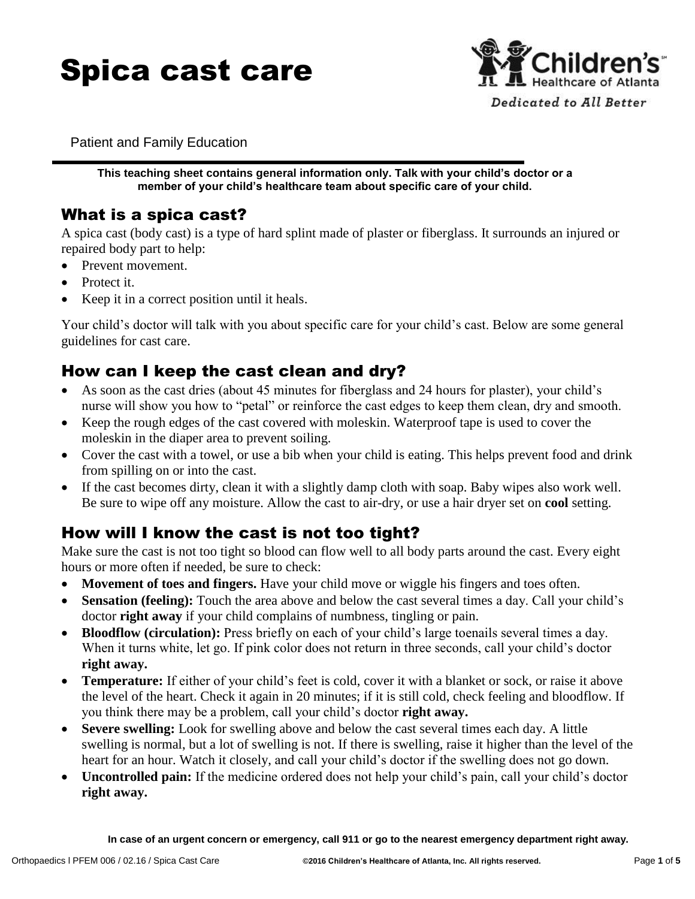# Spica cast care

Children's Healthcare of Atlanta

*Dedicated to All Better*

Patient and Family Education

**This teaching sheet contains general information only. Talk with your child's doctor or a member of your child's healthcare team about specific care of your child.**

## What is a spica cast?

A spica cast (body cast) is a type of hard splint made of plaster or fiberglass. It surrounds an injured or repaired body part to help:

- Prevent movement.
- Protect it.
- Keep it in a correct position until it heals.

Your child's doctor will talk with you about specific care for your child's cast. Below are some general guidelines for cast care.

## How can I keep the cast clean and dry?

- As soon as the cast dries (about 45 minutes for fiberglass and 24 hours for plaster), your child's nurse will show you how to "petal" or reinforce the cast edges to keep them clean, dry and smooth.
- Keep the rough edges of the cast covered with moleskin. Waterproof tape is used to cover the moleskin in the diaper area to prevent soiling.
- Cover the cast with a towel, or use a bib when your child is eating. This helps prevent food and drink from spilling on or into the cast.
- If the cast becomes dirty, clean it with a slightly damp cloth with soap. Baby wipes also work well. Be sure to wipe off any moisture. Allow the cast to air-dry, or use a hair dryer set on **cool** setting.

## How will I know the cast is not too tight?

Make sure the cast is not too tight so blood can flow well to all body parts around the cast. Every eight hours or more often if needed, be sure to check:

- **Movement of toes and fingers.** Have your child move or wiggle his fingers and toes often.
- **Sensation (feeling):** Touch the area above and below the cast several times a day. Call your child's doctor **right away** if your child complains of numbness, tingling or pain.
- **Bloodflow (circulation):** Press briefly on each of your child's large toenails several times a day. When it turns white, let go. If pink color does not return in three seconds, call your child's doctor **right away.**
- **Temperature:** If either of your child's feet is cold, cover it with a blanket or sock, or raise it above the level of the heart. Check it again in 20 minutes; if it is still cold, check feeling and bloodflow. If you think there may be a problem, call your child's doctor **right away.**
- **Severe swelling:** Look for swelling above and below the cast several times each day. A little swelling is normal, but a lot of swelling is not. If there is swelling, raise it higher than the level of the heart for an hour. Watch it closely, and call your child's doctor if the swelling does not go down.
- **Uncontrolled pain:** If the medicine ordered does not help your child's pain, call your child's doctor **right away.**

**In case of an urgent concern or emergency, call 911 or go to the nearest emergency department right away.**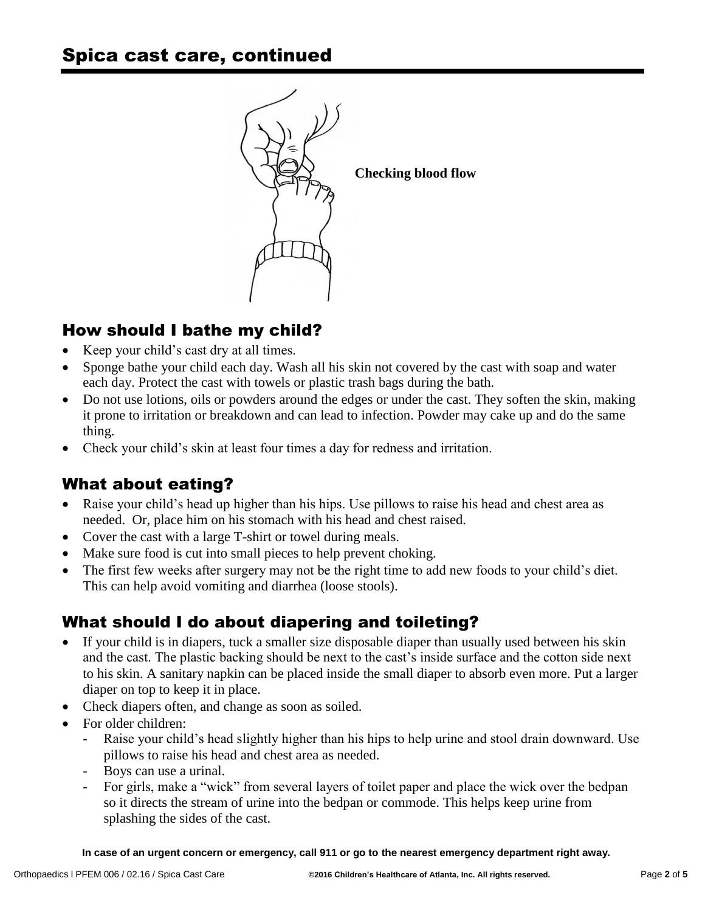## Spica cast care, continued

Checking blood flow

### How should I bathe my child?

- Keep your child's cast dry at all times.
- Sponge bathe your child each day. Wash all his skin not covered by the cast with soap and water each day. Protect the cast with towels or plastic trash bags during the bath.
- Do not use lotions, oils or powders around the edges or under the cast. They soften the skin, making it prone to irritation or breakdown and can lead to infection. Powder may cake up and do the same thing.
- Check your child's skin at least four times a day for redness and irritation.

### What about eating?

- Raise your child's head up higher than his hips. Use pillows to raise his head and chest area as needed. Or, place him on his stomach with his head and chest raised.
- Cover the cast with a large T-shirt or towel during meals.
- Make sure food is cut into small pieces to help prevent choking.
- The first few weeks after surgery may not be the right time to add new foods to your child's diet. This can help avoid vomiting and diarrhea (loose stools).

### What should I do about diapering and toileting?

- If your child is in diapers, tuck a smaller size disposable diaper than usually used between his skin and the cast. The plastic backing should be next to the cast's inside surface and the cotton side next to his skin. A sanitary napkin can be placed inside the small diaper to absorb even more. Put a larger diaper on top to keep it in place.
- Check diapers often, and change as soon as soiled.
- For older children:
  - Raise your child's head slightly higher than his hips to help urine and stool drain downward. Use pillows to raise his head and chest area as needed.
  - Boys can use a urinal.
  - For girls, make a "wick" from several layers of toilet paper and place the wick over the bedpan so it directs the stream of urine into the bedpan or commode. This helps keep urine from splashing the sides of the cast.

**In case of an urgent concern or emergency, call 911 or go to the nearest emergency department right away.**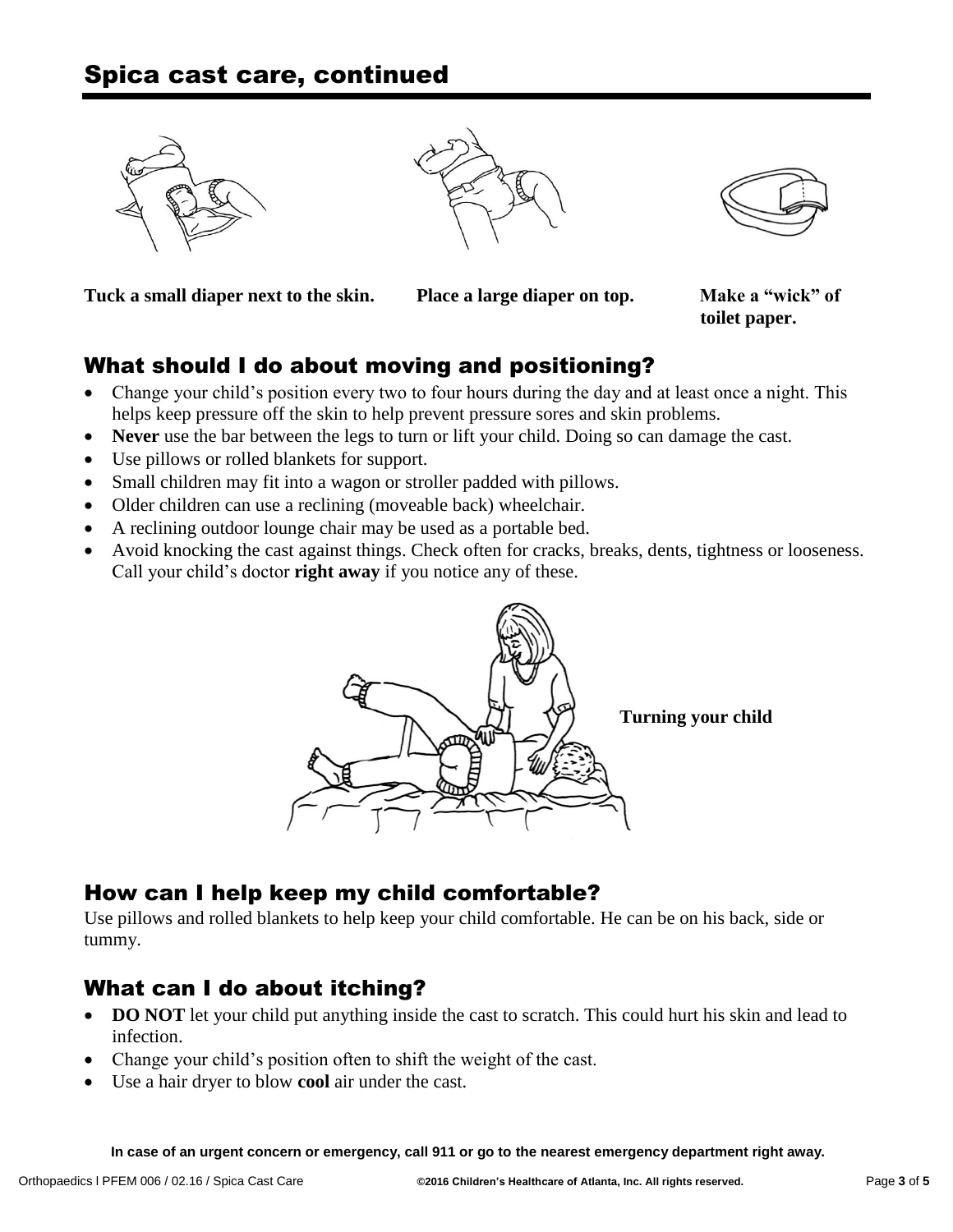## Spica cast care, continued

**Tuck a small diaper next to the skin.**

**Place a large diaper on top.**

**Make a "wick" of toilet paper.**

### What should I do about moving and positioning?

- Change your child's position every two to four hours during the day and at least once a night. This helps keep pressure off the skin to help prevent pressure sores and skin problems.
- **Never** use the bar between the legs to turn or lift your child. Doing so can damage the cast.
- Use pillows or rolled blankets for support.
- Small children may fit into a wagon or stroller padded with pillows.
- Older children can use a reclining (moveable back) wheelchair.
- A reclining outdoor lounge chair may be used as a portable bed.
- Avoid knocking the cast against things. Check often for cracks, breaks, dents, tightness or looseness. Call your child's doctor **right away** if you notice any of these.

**Turning your child**

### How can I help keep my child comfortable?

Use pillows and rolled blankets to help keep your child comfortable. He can be on his back, side or tummy.

### What can I do about itching?

- **DO NOT** let your child put anything inside the cast to scratch. This could hurt his skin and lead to infection.
- Change your child's position often to shift the weight of the cast.
- Use a hair dryer to blow **cool** air under the cast.

**In case of an urgent concern or emergency, call 911 or go to the nearest emergency department right away.**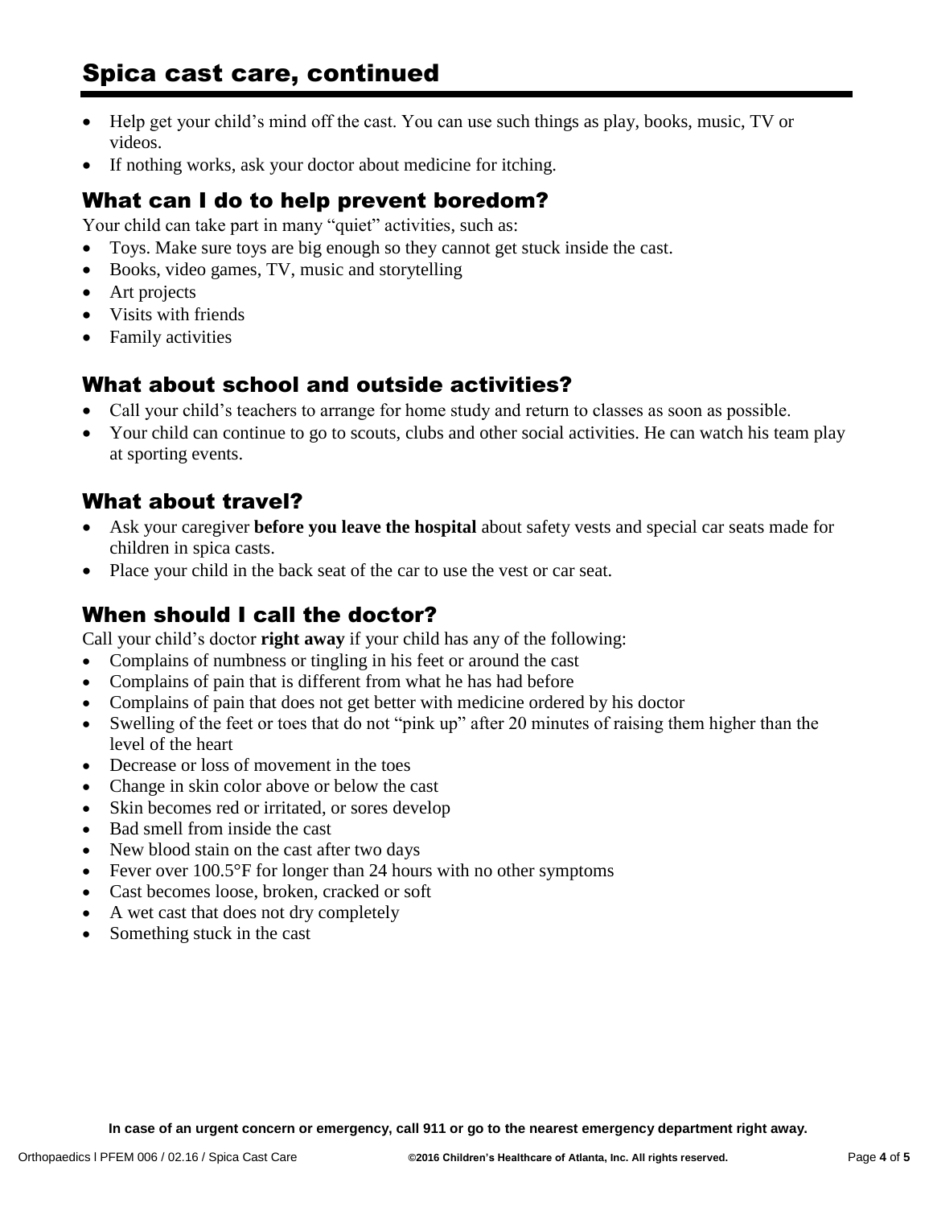## Spica cast care, continued

- Help get your child's mind off the cast. You can use such things as play, books, music, TV or videos.
- If nothing works, ask your doctor about medicine for itching.

### What can I do to help prevent boredom?

Your child can take part in many "quiet" activities, such as:

- Toys. Make sure toys are big enough so they cannot get stuck inside the cast.
- Books, video games, TV, music and storytelling
- Art projects
- Visits with friends
- Family activities

### What about school and outside activities?

- Call your child's teachers to arrange for home study and return to classes as soon as possible.
- Your child can continue to go to scouts, clubs and other social activities. He can watch his team play at sporting events.

### What about travel?

- Ask your caregiver **before you leave the hospital** about safety vests and special car seats made for children in spica casts.
- Place your child in the back seat of the car to use the vest or car seat.

### When should I call the doctor?

Call your child's doctor **right away** if your child has any of the following:

- Complains of numbness or tingling in his feet or around the cast
- Complains of pain that is different from what he has had before
- Complains of pain that does not get better with medicine ordered by his doctor
- Swelling of the feet or toes that do not "pink up" after 20 minutes of raising them higher than the level of the heart
- Decrease or loss of movement in the toes
- Change in skin color above or below the cast
- Skin becomes red or irritated, or sores develop
- Bad smell from inside the cast
- New blood stain on the cast after two days
- Fever over 100.5°F for longer than 24 hours with no other symptoms
- Cast becomes loose, broken, cracked or soft
- A wet cast that does not dry completely
- Something stuck in the cast

**In case of an urgent concern or emergency, call 911 or go to the nearest emergency department right away.**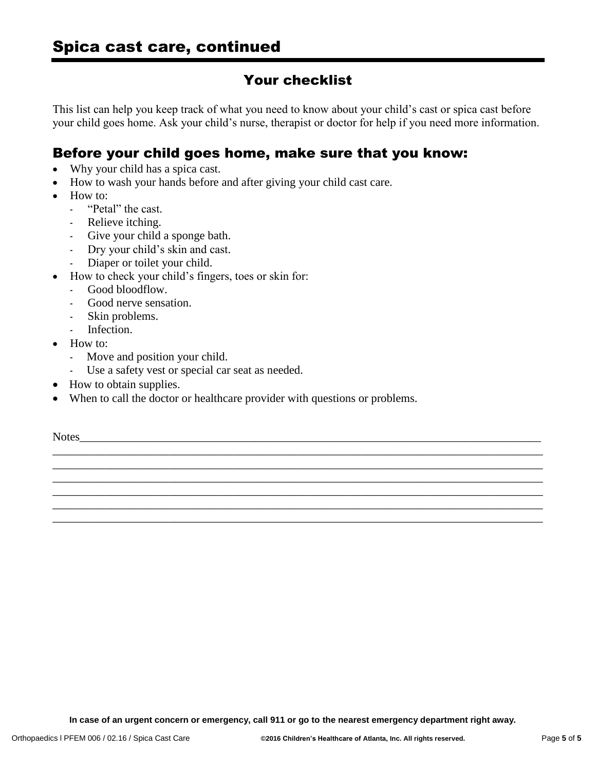# Spica cast care, continued

## Your checklist

This list can help you keep track of what you need to know about your child's cast or spica cast before your child goes home. Ask your child's nurse, therapist or doctor for help if you need more information.

### Before your child goes home, make sure that you know:

- Why your child has a spica cast.
- How to wash your hands before and after giving your child cast care.
- How to:
  - "Petal" the cast.
  - Relieve itching.
  - Give your child a sponge bath.
  - Dry your child's skin and cast.
  - Diaper or toilet your child.
- How to check your child's fingers, toes or skin for:
  - Good bloodflow.
  - Good nerve sensation.
  - Skin problems.
  - Infection.
- How to:
  - Move and position your child.
  - Use a safety vest or special car seat as needed.
- How to obtain supplies.
- When to call the doctor or healthcare provider with questions or problems.

Notes_______________________________________________________________________________
____________________________________________________________________________________
____________________________________________________________________________________
____________________________________________________________________________________
____________________________________________________________________________________
____________________________________________________________________________________
____________________________________________________________________________________

**In case of an urgent concern or emergency, call 911 or go to the nearest emergency department right away.**

Orthopaedics l PFEM 006 / 02.16 / Spica Cast Care

**©2016 Children's Healthcare of Atlanta, Inc. All rights reserved.**